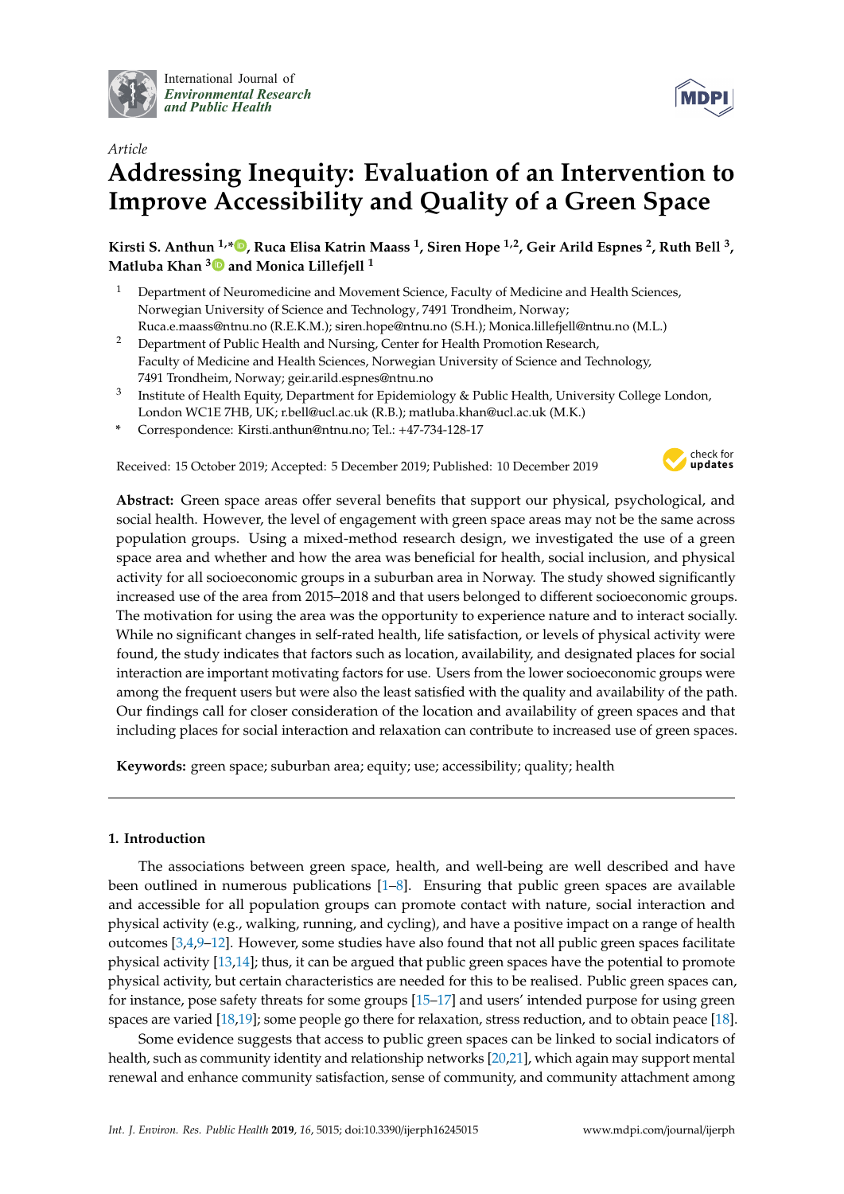International Journal of *Environmental Research and Public Health*

*Article*

# Addressing Inequity: Evaluation of an Intervention to Improve Accessibility and Quality of a Green Space

**Kirsti S. Anthun [1,*], Ruca Elisa Katrin Maass [1], Siren Hope [1,2], Geir Arild Espnes [2], Ruth Bell [3], Matluba Khan [3] and Monica Lillefjell [1]**

[1] Department of Neuromedicine and Movement Science, Faculty of Medicine and Health Sciences, Norwegian University of Science and Technology, 7491 Trondheim, Norway; Ruca.e.maass@ntnu.no (R.E.K.M.); siren.hope@ntnu.no (S.H.); Monica.lillefjell@ntnu.no (M.L.)

[2] Department of Public Health and Nursing, Center for Health Promotion Research, Faculty of Medicine and Health Sciences, Norwegian University of Science and Technology, 7491 Trondheim, Norway; geir.arild.espnes@ntnu.no

[3] Institute of Health Equity, Department for Epidemiology & Public Health, University College London, London WC1E 7HB, UK; r.bell@ucl.ac.uk (R.B.); matluba.khan@ucl.ac.uk (M.K.)

[*] Correspondence: Kirsti.anthun@ntnu.no; Tel.: +47-734-128-17

Received: 15 October 2019; Accepted: 5 December 2019; Published: 10 December 2019

**Abstract:** Green space areas offer several benefits that support our physical, psychological, and social health. However, the level of engagement with green space areas may not be the same across population groups. Using a mixed-method research design, we investigated the use of a green space area and whether and how the area was beneficial for health, social inclusion, and physical activity for all socioeconomic groups in a suburban area in Norway. The study showed significantly increased use of the area from 2015–2018 and that users belonged to different socioeconomic groups. The motivation for using the area was the opportunity to experience nature and to interact socially. While no significant changes in self-rated health, life satisfaction, or levels of physical activity were found, the study indicates that factors such as location, availability, and designated places for social interaction are important motivating factors for use. Users from the lower socioeconomic groups were among the frequent users but were also the least satisfied with the quality and availability of the path. Our findings call for closer consideration of the location and availability of green spaces and that including places for social interaction and relaxation can contribute to increased use of green spaces.

**Keywords:** green space; suburban area; equity; use; accessibility; quality; health

## 1. Introduction

The associations between green space, health, and well-being are well described and have been outlined in numerous publications [1–8]. Ensuring that public green spaces are available and accessible for all population groups can promote contact with nature, social interaction and physical activity (e.g., walking, running, and cycling), and have a positive impact on a range of health outcomes [3,4,9–12]. However, some studies have also found that not all public green spaces facilitate physical activity [13,14]; thus, it can be argued that public green spaces have the potential to promote physical activity, but certain characteristics are needed for this to be realised. Public green spaces can, for instance, pose safety threats for some groups [15–17] and users' intended purpose for using green spaces are varied [18,19]; some people go there for relaxation, stress reduction, and to obtain peace [18].

Some evidence suggests that access to public green spaces can be linked to social indicators of health, such as community identity and relationship networks [20,21], which again may support mental renewal and enhance community satisfaction, sense of community, and community attachment among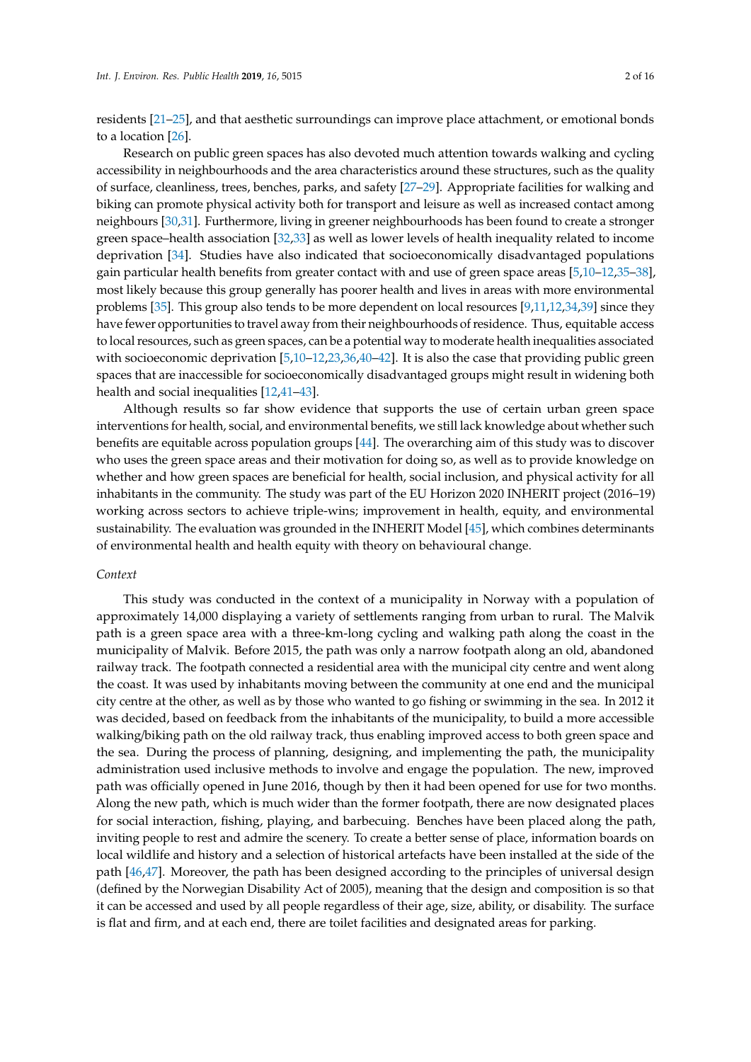residents [21–25], and that aesthetic surroundings can improve place attachment, or emotional bonds to a location [26].

Research on public green spaces has also devoted much attention towards walking and cycling accessibility in neighbourhoods and the area characteristics around these structures, such as the quality of surface, cleanliness, trees, benches, parks, and safety [27–29]. Appropriate facilities for walking and biking can promote physical activity both for transport and leisure as well as increased contact among neighbours [30,31]. Furthermore, living in greener neighbourhoods has been found to create a stronger green space–health association [32,33] as well as lower levels of health inequality related to income deprivation [34]. Studies have also indicated that socioeconomically disadvantaged populations gain particular health benefits from greater contact with and use of green space areas [5,10–12,35–38], most likely because this group generally has poorer health and lives in areas with more environmental problems [35]. This group also tends to be more dependent on local resources [9,11,12,34,39] since they have fewer opportunities to travel away from their neighbourhoods of residence. Thus, equitable access to local resources, such as green spaces, can be a potential way to moderate health inequalities associated with socioeconomic deprivation [5,10–12,23,36,40–42]. It is also the case that providing public green spaces that are inaccessible for socioeconomically disadvantaged groups might result in widening both health and social inequalities [12,41–43].

Although results so far show evidence that supports the use of certain urban green space interventions for health, social, and environmental benefits, we still lack knowledge about whether such benefits are equitable across population groups [44]. The overarching aim of this study was to discover who uses the green space areas and their motivation for doing so, as well as to provide knowledge on whether and how green spaces are beneficial for health, social inclusion, and physical activity for all inhabitants in the community. The study was part of the EU Horizon 2020 INHERIT project (2016–19) working across sectors to achieve triple-wins; improvement in health, equity, and environmental sustainability. The evaluation was grounded in the INHERIT Model [45], which combines determinants of environmental health and health equity with theory on behavioural change.

*Context*

This study was conducted in the context of a municipality in Norway with a population of approximately 14,000 displaying a variety of settlements ranging from urban to rural. The Malvik path is a green space area with a three-km-long cycling and walking path along the coast in the municipality of Malvik. Before 2015, the path was only a narrow footpath along an old, abandoned railway track. The footpath connected a residential area with the municipal city centre and went along the coast. It was used by inhabitants moving between the community at one end and the municipal city centre at the other, as well as by those who wanted to go fishing or swimming in the sea. In 2012 it was decided, based on feedback from the inhabitants of the municipality, to build a more accessible walking/biking path on the old railway track, thus enabling improved access to both green space and the sea. During the process of planning, designing, and implementing the path, the municipality administration used inclusive methods to involve and engage the population. The new, improved path was officially opened in June 2016, though by then it had been opened for use for two months. Along the new path, which is much wider than the former footpath, there are now designated places for social interaction, fishing, playing, and barbecuing. Benches have been placed along the path, inviting people to rest and admire the scenery. To create a better sense of place, information boards on local wildlife and history and a selection of historical artefacts have been installed at the side of the path [46,47]. Moreover, the path has been designed according to the principles of universal design (defined by the Norwegian Disability Act of 2005), meaning that the design and composition is so that it can be accessed and used by all people regardless of their age, size, ability, or disability. The surface is flat and firm, and at each end, there are toilet facilities and designated areas for parking.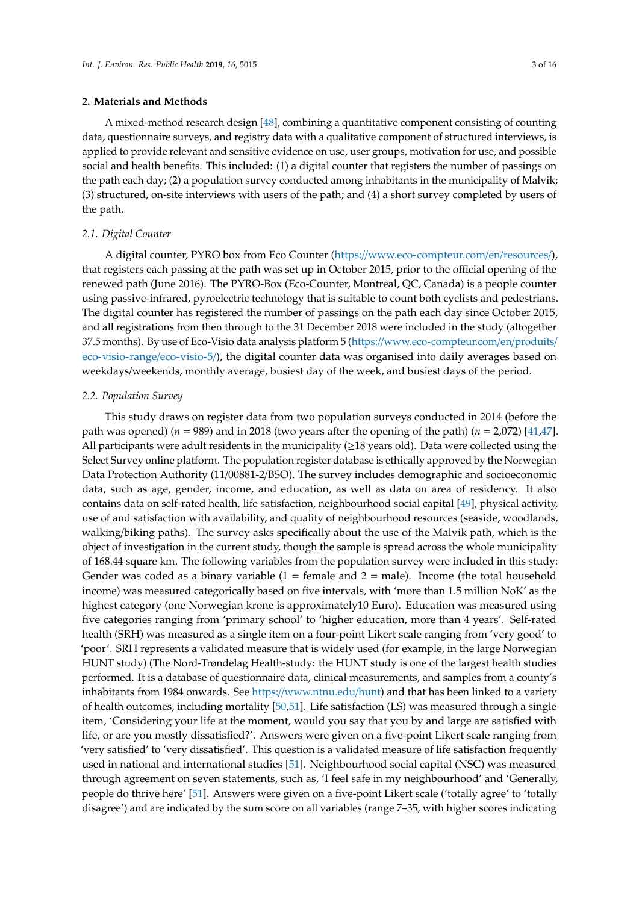## 2. Materials and Methods

A mixed-method research design [48], combining a quantitative component consisting of counting data, questionnaire surveys, and registry data with a qualitative component of structured interviews, is applied to provide relevant and sensitive evidence on use, user groups, motivation for use, and possible social and health benefits. This included: (1) a digital counter that registers the number of passings on the path each day; (2) a population survey conducted among inhabitants in the municipality of Malvik; (3) structured, on-site interviews with users of the path; and (4) a short survey completed by users of the path.

### 2.1. Digital Counter

A digital counter, PYRO box from Eco Counter (https://www.eco-compteur.com/en/resources/), that registers each passing at the path was set up in October 2015, prior to the official opening of the renewed path (June 2016). The PYRO-Box (Eco-Counter, Montreal, QC, Canada) is a people counter using passive-infrared, pyroelectric technology that is suitable to count both cyclists and pedestrians. The digital counter has registered the number of passings on the path each day since October 2015, and all registrations from then through to the 31 December 2018 were included in the study (altogether 37.5 months). By use of Eco-Visio data analysis platform 5 (https://www.eco-compteur.com/en/produits/eco-visio-range/eco-visio-5/), the digital counter data was organised into daily averages based on weekdays/weekends, monthly average, busiest day of the week, and busiest days of the period.

### 2.2. Population Survey

This study draws on register data from two population surveys conducted in 2014 (before the path was opened) ($n$ = 989) and in 2018 (two years after the opening of the path) ($n$ = 2,072) [41,47]. All participants were adult residents in the municipality (≥18 years old). Data were collected using the Select Survey online platform. The population register database is ethically approved by the Norwegian Data Protection Authority (11/00881-2/BSO). The survey includes demographic and socioeconomic data, such as age, gender, income, and education, as well as data on area of residency. It also contains data on self-rated health, life satisfaction, neighbourhood social capital [49], physical activity, use of and satisfaction with availability, and quality of neighbourhood resources (seaside, woodlands, walking/biking paths). The survey asks specifically about the use of the Malvik path, which is the object of investigation in the current study, though the sample is spread across the whole municipality of 168.44 square km. The following variables from the population survey were included in this study: Gender was coded as a binary variable (1 = female and 2 = male). Income (the total household income) was measured categorically based on five intervals, with 'more than 1.5 million NoK' as the highest category (one Norwegian krone is approximately10 Euro). Education was measured using five categories ranging from 'primary school' to 'higher education, more than 4 years'. Self-rated health (SRH) was measured as a single item on a four-point Likert scale ranging from 'very good' to 'poor'. SRH represents a validated measure that is widely used (for example, in the large Norwegian HUNT study) (The Nord-Trøndelag Health-study: the HUNT study is one of the largest health studies performed. It is a database of questionnaire data, clinical measurements, and samples from a county's inhabitants from 1984 onwards. See https://www.ntnu.edu/hunt) and that has been linked to a variety of health outcomes, including mortality [50,51]. Life satisfaction (LS) was measured through a single item, 'Considering your life at the moment, would you say that you by and large are satisfied with life, or are you mostly dissatisfied?'. Answers were given on a five-point Likert scale ranging from 'very satisfied' to 'very dissatisfied'. This question is a validated measure of life satisfaction frequently used in national and international studies [51]. Neighbourhood social capital (NSC) was measured through agreement on seven statements, such as, 'I feel safe in my neighbourhood' and 'Generally, people do thrive here' [51]. Answers were given on a five-point Likert scale ('totally agree' to 'totally disagree') and are indicated by the sum score on all variables (range 7–35, with higher scores indicating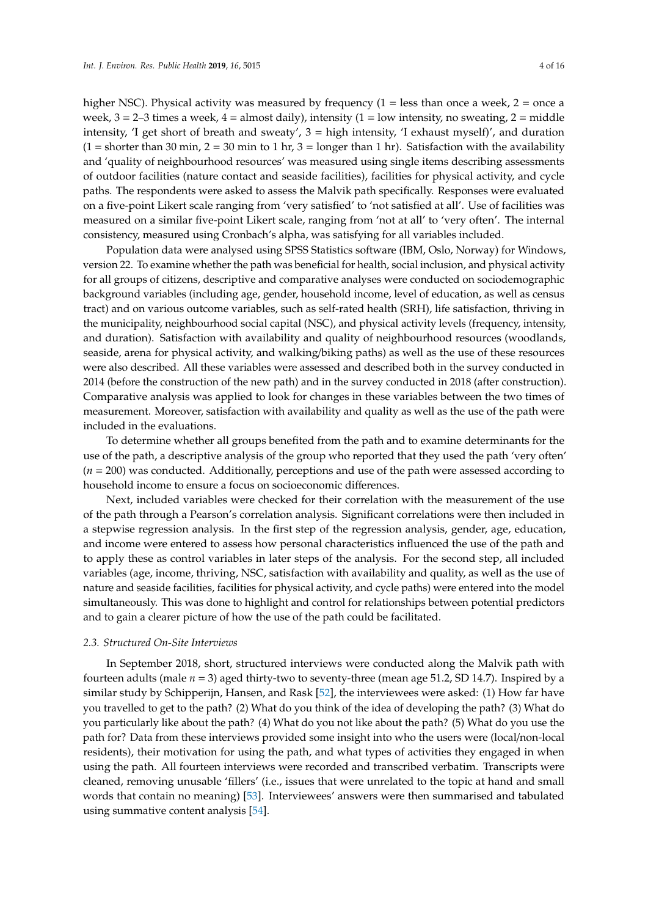higher NSC). Physical activity was measured by frequency (1 = less than once a week, 2 = once a week, 3 = 2–3 times a week, 4 = almost daily), intensity (1 = low intensity, no sweating, 2 = middle intensity, 'I get short of breath and sweaty', 3 = high intensity, 'I exhaust myself)', and duration (1 = shorter than 30 min, 2 = 30 min to 1 hr, 3 = longer than 1 hr). Satisfaction with the availability and 'quality of neighbourhood resources' was measured using single items describing assessments of outdoor facilities (nature contact and seaside facilities), facilities for physical activity, and cycle paths. The respondents were asked to assess the Malvik path specifically. Responses were evaluated on a five-point Likert scale ranging from 'very satisfied' to 'not satisfied at all'. Use of facilities was measured on a similar five-point Likert scale, ranging from 'not at all' to 'very often'. The internal consistency, measured using Cronbach's alpha, was satisfying for all variables included.

Population data were analysed using SPSS Statistics software (IBM, Oslo, Norway) for Windows, version 22. To examine whether the path was beneficial for health, social inclusion, and physical activity for all groups of citizens, descriptive and comparative analyses were conducted on sociodemographic background variables (including age, gender, household income, level of education, as well as census tract) and on various outcome variables, such as self-rated health (SRH), life satisfaction, thriving in the municipality, neighbourhood social capital (NSC), and physical activity levels (frequency, intensity, and duration). Satisfaction with availability and quality of neighbourhood resources (woodlands, seaside, arena for physical activity, and walking/biking paths) as well as the use of these resources were also described. All these variables were assessed and described both in the survey conducted in 2014 (before the construction of the new path) and in the survey conducted in 2018 (after construction). Comparative analysis was applied to look for changes in these variables between the two times of measurement. Moreover, satisfaction with availability and quality as well as the use of the path were included in the evaluations.

To determine whether all groups benefited from the path and to examine determinants for the use of the path, a descriptive analysis of the group who reported that they used the path 'very often' ($n = 200$) was conducted. Additionally, perceptions and use of the path were assessed according to household income to ensure a focus on socioeconomic differences.

Next, included variables were checked for their correlation with the measurement of the use of the path through a Pearson's correlation analysis. Significant correlations were then included in a stepwise regression analysis. In the first step of the regression analysis, gender, age, education, and income were entered to assess how personal characteristics influenced the use of the path and to apply these as control variables in later steps of the analysis. For the second step, all included variables (age, income, thriving, NSC, satisfaction with availability and quality, as well as the use of nature and seaside facilities, facilities for physical activity, and cycle paths) were entered into the model simultaneously. This was done to highlight and control for relationships between potential predictors and to gain a clearer picture of how the use of the path could be facilitated.

### 2.3. Structured On-Site Interviews

In September 2018, short, structured interviews were conducted along the Malvik path with fourteen adults (male $n = 3$) aged thirty-two to seventy-three (mean age 51.2, SD 14.7). Inspired by a similar study by Schipperijn, Hansen, and Rask [52], the interviewees were asked: (1) How far have you travelled to get to the path? (2) What do you think of the idea of developing the path? (3) What do you particularly like about the path? (4) What do you not like about the path? (5) What do you use the path for? Data from these interviews provided some insight into who the users were (local/non-local residents), their motivation for using the path, and what types of activities they engaged in when using the path. All fourteen interviews were recorded and transcribed verbatim. Transcripts were cleaned, removing unusable 'fillers' (i.e., issues that were unrelated to the topic at hand and small words that contain no meaning) [53]. Interviewees' answers were then summarised and tabulated using summative content analysis [54].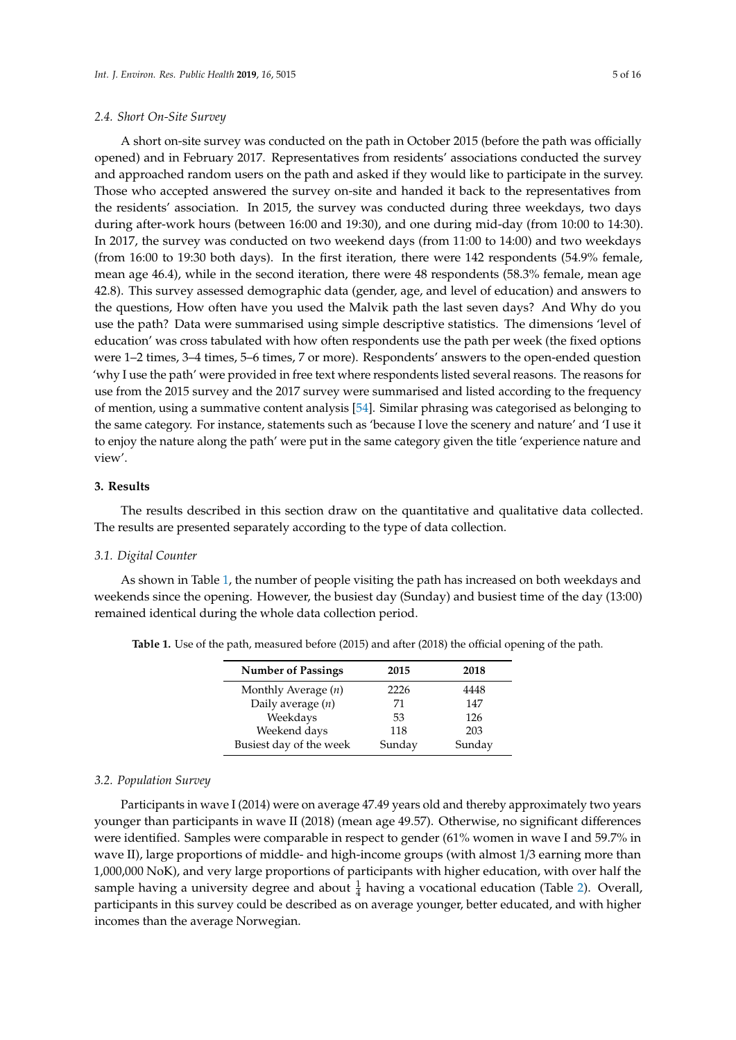### 2.4. Short On-Site Survey

A short on-site survey was conducted on the path in October 2015 (before the path was officially opened) and in February 2017. Representatives from residents' associations conducted the survey and approached random users on the path and asked if they would like to participate in the survey. Those who accepted answered the survey on-site and handed it back to the representatives from the residents' association. In 2015, the survey was conducted during three weekdays, two days during after-work hours (between 16:00 and 19:30), and one during mid-day (from 10:00 to 14:30). In 2017, the survey was conducted on two weekend days (from 11:00 to 14:00) and two weekdays (from 16:00 to 19:30 both days). In the first iteration, there were 142 respondents (54.9% female, mean age 46.4), while in the second iteration, there were 48 respondents (58.3% female, mean age 42.8). This survey assessed demographic data (gender, age, and level of education) and answers to the questions, How often have you used the Malvik path the last seven days? And Why do you use the path? Data were summarised using simple descriptive statistics. The dimensions 'level of education' was cross tabulated with how often respondents use the path per week (the fixed options were 1–2 times, 3–4 times, 5–6 times, 7 or more). Respondents' answers to the open-ended question 'why I use the path' were provided in free text where respondents listed several reasons. The reasons for use from the 2015 survey and the 2017 survey were summarised and listed according to the frequency of mention, using a summative content analysis [54]. Similar phrasing was categorised as belonging to the same category. For instance, statements such as 'because I love the scenery and nature' and 'I use it to enjoy the nature along the path' were put in the same category given the title 'experience nature and view'.

## 3. Results

The results described in this section draw on the quantitative and qualitative data collected. The results are presented separately according to the type of data collection.

### 3.1. Digital Counter

As shown in Table 1, the number of people visiting the path has increased on both weekdays and weekends since the opening. However, the busiest day (Sunday) and busiest time of the day (13:00) remained identical during the whole data collection period.

**Table 1.** Use of the path, measured before (2015) and after (2018) the official opening of the path.

| Number of Passings | 2015 | 2018 |
|---|---|---|
| Monthly Average (*n*) | 2226 | 4448 |
| Daily average (*n*) | 71 | 147 |
| Weekdays | 53 | 126 |
| Weekend days | 118 | 203 |
| Busiest day of the week | Sunday | Sunday |

### 3.2. Population Survey

Participants in wave I (2014) were on average 47.49 years old and thereby approximately two years younger than participants in wave II (2018) (mean age 49.57). Otherwise, no significant differences were identified. Samples were comparable in respect to gender (61% women in wave I and 59.7% in wave II), large proportions of middle- and high-income groups (with almost 1/3 earning more than 1,000,000 NoK), and very large proportions of participants with higher education, with over half the sample having a university degree and about $\frac{1}{4}$ having a vocational education (Table 2). Overall, participants in this survey could be described as on average younger, better educated, and with higher incomes than the average Norwegian.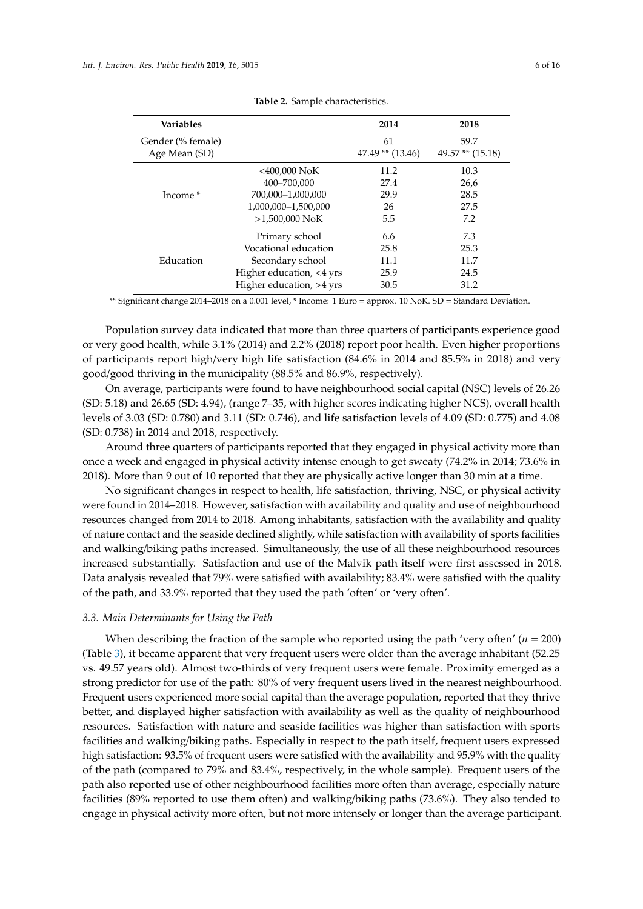**Table 2.** Sample characteristics.

| Variables | | 2014 | 2018 |
|---|---|---|---|
| Gender (% female) | | 61 | 59.7 |
| Age Mean (SD) | | 47.49 ** (13.46) | 49.57 ** (15.18) |
| Income * | <400,000 NoK | 11.2 | 10.3 |
| | 400–700,000 | 27.4 | 26,6 |
| | 700,000–1,000,000 | 29.9 | 28.5 |
| | 1,000,000–1,500,000 | 26 | 27.5 |
| | >1,500,000 NoK | 5.5 | 7.2 |
| Education | Primary school | 6.6 | 7.3 |
| | Vocational education | 25.8 | 25.3 |
| | Secondary school | 11.1 | 11.7 |
| | Higher education, <4 yrs | 25.9 | 24.5 |
| | Higher education, >4 yrs | 30.5 | 31.2 |

** Significant change 2014–2018 on a 0.001 level, * Income: 1 Euro = approx. 10 NoK. SD = Standard Deviation.

Population survey data indicated that more than three quarters of participants experience good or very good health, while 3.1% (2014) and 2.2% (2018) report poor health. Even higher proportions of participants report high/very high life satisfaction (84.6% in 2014 and 85.5% in 2018) and very good/good thriving in the municipality (88.5% and 86.9%, respectively).

On average, participants were found to have neighbourhood social capital (NSC) levels of 26.26 (SD: 5.18) and 26.65 (SD: 4.94), (range 7–35, with higher scores indicating higher NCS), overall health levels of 3.03 (SD: 0.780) and 3.11 (SD: 0.746), and life satisfaction levels of 4.09 (SD: 0.775) and 4.08 (SD: 0.738) in 2014 and 2018, respectively.

Around three quarters of participants reported that they engaged in physical activity more than once a week and engaged in physical activity intense enough to get sweaty (74.2% in 2014; 73.6% in 2018). More than 9 out of 10 reported that they are physically active longer than 30 min at a time.

No significant changes in respect to health, life satisfaction, thriving, NSC, or physical activity were found in 2014–2018. However, satisfaction with availability and quality and use of neighbourhood resources changed from 2014 to 2018. Among inhabitants, satisfaction with the availability and quality of nature contact and the seaside declined slightly, while satisfaction with availability of sports facilities and walking/biking paths increased. Simultaneously, the use of all these neighbourhood resources increased substantially. Satisfaction and use of the Malvik path itself were first assessed in 2018. Data analysis revealed that 79% were satisfied with availability; 83.4% were satisfied with the quality of the path, and 33.9% reported that they used the path 'often' or 'very often'.

### *3.3. Main Determinants for Using the Path*

When describing the fraction of the sample who reported using the path 'very often' ($n = 200$) (Table 3), it became apparent that very frequent users were older than the average inhabitant (52.25 vs. 49.57 years old). Almost two-thirds of very frequent users were female. Proximity emerged as a strong predictor for use of the path: 80% of very frequent users lived in the nearest neighbourhood. Frequent users experienced more social capital than the average population, reported that they thrive better, and displayed higher satisfaction with availability as well as the quality of neighbourhood resources. Satisfaction with nature and seaside facilities was higher than satisfaction with sports facilities and walking/biking paths. Especially in respect to the path itself, frequent users expressed high satisfaction: 93.5% of frequent users were satisfied with the availability and 95.9% with the quality of the path (compared to 79% and 83.4%, respectively, in the whole sample). Frequent users of the path also reported use of other neighbourhood facilities more often than average, especially nature facilities (89% reported to use them often) and walking/biking paths (73.6%). They also tended to engage in physical activity more often, but not more intensely or longer than the average participant.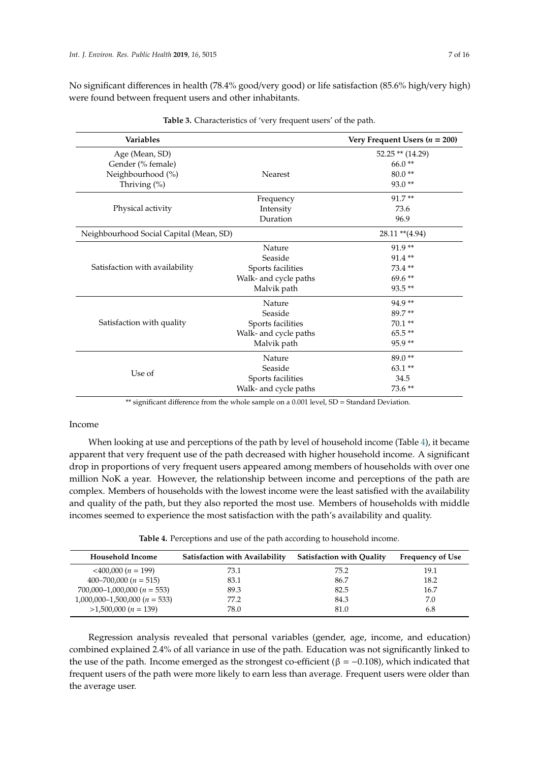No significant differences in health (78.4% good/very good) or life satisfaction (85.6% high/very high) were found between frequent users and other inhabitants.

**Table 3.** Characteristics of 'very frequent users' of the path.

| Variables | | Very Frequent Users ($n$ = 200) |
|---|---|---|
| Age (Mean, SD) | | 52.25 ** (14.29) |
| Gender (% female) | | 66.0 ** |
| Neighbourhood (%) | Nearest | 80.0 ** |
| Thriving (%) | | 93.0 ** |
| Physical activity | Frequency | 91.7 ** |
| | Intensity | 73.6 |
| | Duration | 96.9 |
| Neighbourhood Social Capital (Mean, SD) | | 28.11 **(4.94) |
| Satisfaction with availability | Nature | 91.9 ** |
| | Seaside | 91.4 ** |
| | Sports facilities | 73.4 ** |
| | Walk- and cycle paths | 69.6 ** |
| | Malvik path | 93.5 ** |
| Satisfaction with quality | Nature | 94.9 ** |
| | Seaside | 89.7 ** |
| | Sports facilities | 70.1 ** |
| | Walk- and cycle paths | 65.5 ** |
| | Malvik path | 95.9 ** |
| Use of | Nature | 89.0 ** |
| | Seaside | 63.1 ** |
| | Sports facilities | 34.5 |
| | Walk- and cycle paths | 73.6 ** |

** significant difference from the whole sample on a 0.001 level, SD = Standard Deviation.

Income

When looking at use and perceptions of the path by level of household income (Table 4), it became apparent that very frequent use of the path decreased with higher household income. A significant drop in proportions of very frequent users appeared among members of households with over one million NoK a year. However, the relationship between income and perceptions of the path are complex. Members of households with the lowest income were the least satisfied with the availability and quality of the path, but they also reported the most use. Members of households with middle incomes seemed to experience the most satisfaction with the path's availability and quality.

**Table 4.** Perceptions and use of the path according to household income.

| Household Income | Satisfaction with Availability | Satisfaction with Quality | Frequency of Use |
|---|---|---|---|
| <400,000 ($n$ = 199) | 73.1 | 75.2 | 19.1 |
| 400–700,000 ($n$ = 515) | 83.1 | 86.7 | 18.2 |
| 700,000–1,000,000 ($n$ = 553) | 89.3 | 82.5 | 16.7 |
| 1,000,000–1,500,000 ($n$ = 533) | 77.2 | 84.3 | 7.0 |
| >1,500,000 ($n$ = 139) | 78.0 | 81.0 | 6.8 |

Regression analysis revealed that personal variables (gender, age, income, and education) combined explained 2.4% of all variance in use of the path. Education was not significantly linked to the use of the path. Income emerged as the strongest co-efficient ($\beta = -0.108$), which indicated that frequent users of the path were more likely to earn less than average. Frequent users were older than the average user.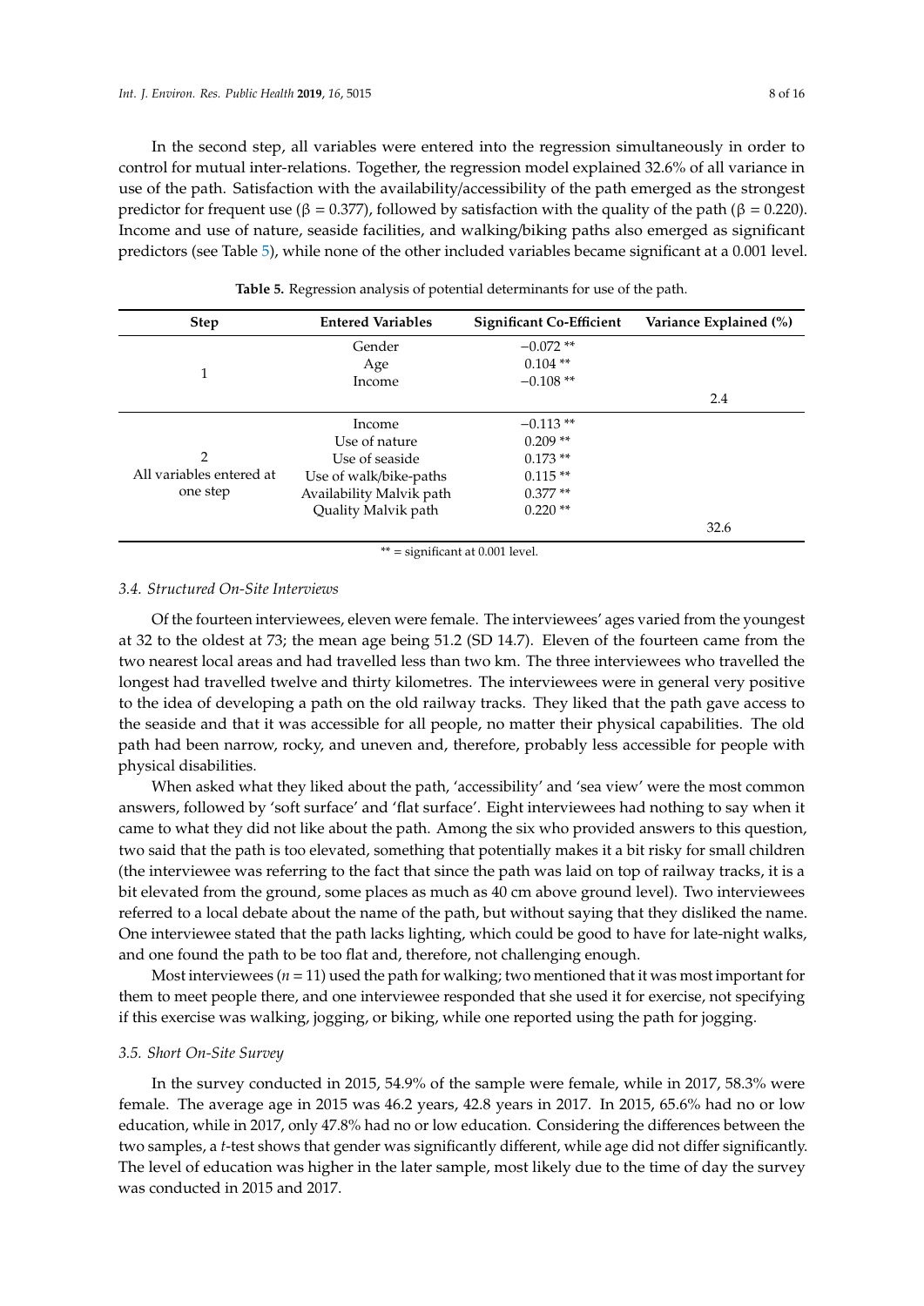In the second step, all variables were entered into the regression simultaneously in order to control for mutual inter-relations. Together, the regression model explained 32.6% of all variance in use of the path. Satisfaction with the availability/accessibility of the path emerged as the strongest predictor for frequent use (β = 0.377), followed by satisfaction with the quality of the path (β = 0.220). Income and use of nature, seaside facilities, and walking/biking paths also emerged as significant predictors (see Table 5), while none of the other included variables became significant at a 0.001 level.

**Table 5.** Regression analysis of potential determinants for use of the path.

| Step | Entered Variables | Significant Co-Efficient | Variance Explained (%) |
|---|---|---|---|
| 1 | Gender | −0.072 ** | |
| | Age | 0.104 ** | |
| | Income | −0.108 ** | |
| | | | 2.4 |
| 2<br>All variables entered at one step | Income | −0.113 ** | |
| | Use of nature | 0.209 ** | |
| | Use of seaside | 0.173 ** | |
| | Use of walk/bike-paths | 0.115 ** | |
| | Availability Malvik path | 0.377 ** | |
| | Quality Malvik path | 0.220 ** | |
| | | | 32.6 |

** = significant at 0.001 level.

### 3.4. Structured On-Site Interviews

Of the fourteen interviewees, eleven were female. The interviewees' ages varied from the youngest at 32 to the oldest at 73; the mean age being 51.2 (SD 14.7). Eleven of the fourteen came from the two nearest local areas and had travelled less than two km. The three interviewees who travelled the longest had travelled twelve and thirty kilometres. The interviewees were in general very positive to the idea of developing a path on the old railway tracks. They liked that the path gave access to the seaside and that it was accessible for all people, no matter their physical capabilities. The old path had been narrow, rocky, and uneven and, therefore, probably less accessible for people with physical disabilities.

When asked what they liked about the path, 'accessibility' and 'sea view' were the most common answers, followed by 'soft surface' and 'flat surface'. Eight interviewees had nothing to say when it came to what they did not like about the path. Among the six who provided answers to this question, two said that the path is too elevated, something that potentially makes it a bit risky for small children (the interviewee was referring to the fact that since the path was laid on top of railway tracks, it is a bit elevated from the ground, some places as much as 40 cm above ground level). Two interviewees referred to a local debate about the name of the path, but without saying that they disliked the name. One interviewee stated that the path lacks lighting, which could be good to have for late-night walks, and one found the path to be too flat and, therefore, not challenging enough.

Most interviewees ($n = 11$) used the path for walking; two mentioned that it was most important for them to meet people there, and one interviewee responded that she used it for exercise, not specifying if this exercise was walking, jogging, or biking, while one reported using the path for jogging.

### 3.5. Short On-Site Survey

In the survey conducted in 2015, 54.9% of the sample were female, while in 2017, 58.3% were female. The average age in 2015 was 46.2 years, 42.8 years in 2017. In 2015, 65.6% had no or low education, while in 2017, only 47.8% had no or low education. Considering the differences between the two samples, a *t*-test shows that gender was significantly different, while age did not differ significantly. The level of education was higher in the later sample, most likely due to the time of day the survey was conducted in 2015 and 2017.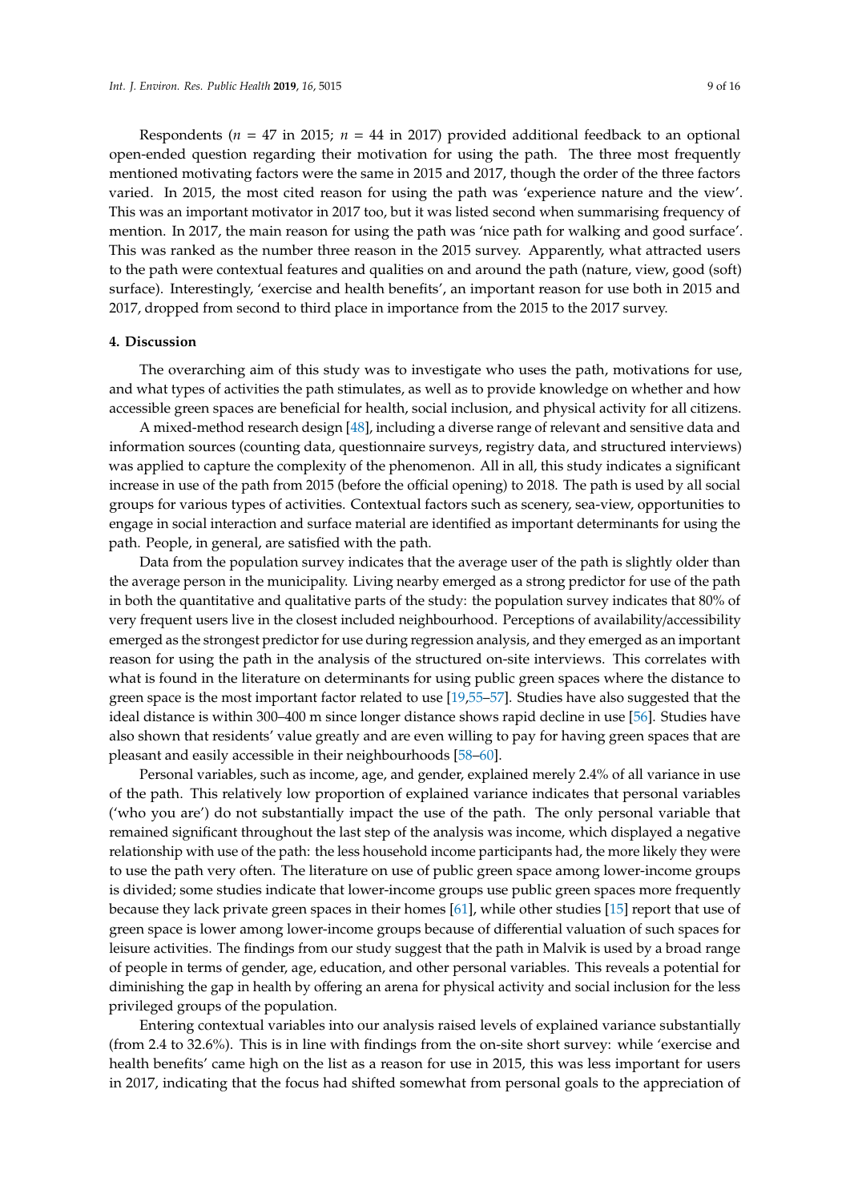Respondents ($n$ = 47 in 2015; $n$ = 44 in 2017) provided additional feedback to an optional open-ended question regarding their motivation for using the path. The three most frequently mentioned motivating factors were the same in 2015 and 2017, though the order of the three factors varied. In 2015, the most cited reason for using the path was 'experience nature and the view'. This was an important motivator in 2017 too, but it was listed second when summarising frequency of mention. In 2017, the main reason for using the path was 'nice path for walking and good surface'. This was ranked as the number three reason in the 2015 survey. Apparently, what attracted users to the path were contextual features and qualities on and around the path (nature, view, good (soft) surface). Interestingly, 'exercise and health benefits', an important reason for use both in 2015 and 2017, dropped from second to third place in importance from the 2015 to the 2017 survey.

## 4. Discussion

The overarching aim of this study was to investigate who uses the path, motivations for use, and what types of activities the path stimulates, as well as to provide knowledge on whether and how accessible green spaces are beneficial for health, social inclusion, and physical activity for all citizens.

A mixed-method research design [48], including a diverse range of relevant and sensitive data and information sources (counting data, questionnaire surveys, registry data, and structured interviews) was applied to capture the complexity of the phenomenon. All in all, this study indicates a significant increase in use of the path from 2015 (before the official opening) to 2018. The path is used by all social groups for various types of activities. Contextual factors such as scenery, sea-view, opportunities to engage in social interaction and surface material are identified as important determinants for using the path. People, in general, are satisfied with the path.

Data from the population survey indicates that the average user of the path is slightly older than the average person in the municipality. Living nearby emerged as a strong predictor for use of the path in both the quantitative and qualitative parts of the study: the population survey indicates that 80% of very frequent users live in the closest included neighbourhood. Perceptions of availability/accessibility emerged as the strongest predictor for use during regression analysis, and they emerged as an important reason for using the path in the analysis of the structured on-site interviews. This correlates with what is found in the literature on determinants for using public green spaces where the distance to green space is the most important factor related to use [19,55–57]. Studies have also suggested that the ideal distance is within 300–400 m since longer distance shows rapid decline in use [56]. Studies have also shown that residents' value greatly and are even willing to pay for having green spaces that are pleasant and easily accessible in their neighbourhoods [58–60].

Personal variables, such as income, age, and gender, explained merely 2.4% of all variance in use of the path. This relatively low proportion of explained variance indicates that personal variables ('who you are') do not substantially impact the use of the path. The only personal variable that remained significant throughout the last step of the analysis was income, which displayed a negative relationship with use of the path: the less household income participants had, the more likely they were to use the path very often. The literature on use of public green space among lower-income groups is divided; some studies indicate that lower-income groups use public green spaces more frequently because they lack private green spaces in their homes [61], while other studies [15] report that use of green space is lower among lower-income groups because of differential valuation of such spaces for leisure activities. The findings from our study suggest that the path in Malvik is used by a broad range of people in terms of gender, age, education, and other personal variables. This reveals a potential for diminishing the gap in health by offering an arena for physical activity and social inclusion for the less privileged groups of the population.

Entering contextual variables into our analysis raised levels of explained variance substantially (from 2.4 to 32.6%). This is in line with findings from the on-site short survey: while 'exercise and health benefits' came high on the list as a reason for use in 2015, this was less important for users in 2017, indicating that the focus had shifted somewhat from personal goals to the appreciation of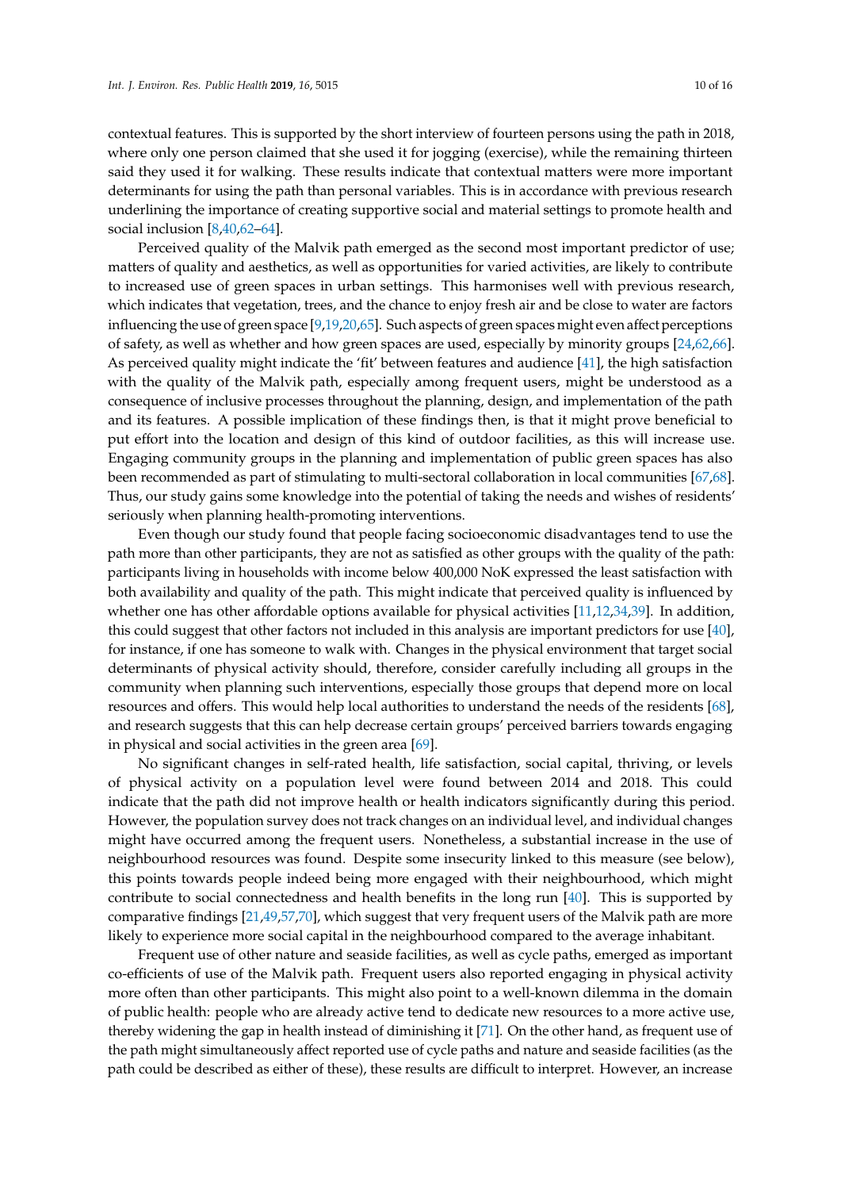contextual features. This is supported by the short interview of fourteen persons using the path in 2018, where only one person claimed that she used it for jogging (exercise), while the remaining thirteen said they used it for walking. These results indicate that contextual matters were more important determinants for using the path than personal variables. This is in accordance with previous research underlining the importance of creating supportive social and material settings to promote health and social inclusion [8,40,62–64].

Perceived quality of the Malvik path emerged as the second most important predictor of use; matters of quality and aesthetics, as well as opportunities for varied activities, are likely to contribute to increased use of green spaces in urban settings. This harmonises well with previous research, which indicates that vegetation, trees, and the chance to enjoy fresh air and be close to water are factors influencing the use of green space [9,19,20,65]. Such aspects of green spaces might even affect perceptions of safety, as well as whether and how green spaces are used, especially by minority groups [24,62,66]. As perceived quality might indicate the 'fit' between features and audience [41], the high satisfaction with the quality of the Malvik path, especially among frequent users, might be understood as a consequence of inclusive processes throughout the planning, design, and implementation of the path and its features. A possible implication of these findings then, is that it might prove beneficial to put effort into the location and design of this kind of outdoor facilities, as this will increase use. Engaging community groups in the planning and implementation of public green spaces has also been recommended as part of stimulating to multi-sectoral collaboration in local communities [67,68]. Thus, our study gains some knowledge into the potential of taking the needs and wishes of residents' seriously when planning health-promoting interventions.

Even though our study found that people facing socioeconomic disadvantages tend to use the path more than other participants, they are not as satisfied as other groups with the quality of the path: participants living in households with income below 400,000 NoK expressed the least satisfaction with both availability and quality of the path. This might indicate that perceived quality is influenced by whether one has other affordable options available for physical activities [11,12,34,39]. In addition, this could suggest that other factors not included in this analysis are important predictors for use [40], for instance, if one has someone to walk with. Changes in the physical environment that target social determinants of physical activity should, therefore, consider carefully including all groups in the community when planning such interventions, especially those groups that depend more on local resources and offers. This would help local authorities to understand the needs of the residents [68], and research suggests that this can help decrease certain groups' perceived barriers towards engaging in physical and social activities in the green area [69].

No significant changes in self-rated health, life satisfaction, social capital, thriving, or levels of physical activity on a population level were found between 2014 and 2018. This could indicate that the path did not improve health or health indicators significantly during this period. However, the population survey does not track changes on an individual level, and individual changes might have occurred among the frequent users. Nonetheless, a substantial increase in the use of neighbourhood resources was found. Despite some insecurity linked to this measure (see below), this points towards people indeed being more engaged with their neighbourhood, which might contribute to social connectedness and health benefits in the long run [40]. This is supported by comparative findings [21,49,57,70], which suggest that very frequent users of the Malvik path are more likely to experience more social capital in the neighbourhood compared to the average inhabitant.

Frequent use of other nature and seaside facilities, as well as cycle paths, emerged as important co-efficients of use of the Malvik path. Frequent users also reported engaging in physical activity more often than other participants. This might also point to a well-known dilemma in the domain of public health: people who are already active tend to dedicate new resources to a more active use, thereby widening the gap in health instead of diminishing it [71]. On the other hand, as frequent use of the path might simultaneously affect reported use of cycle paths and nature and seaside facilities (as the path could be described as either of these), these results are difficult to interpret. However, an increase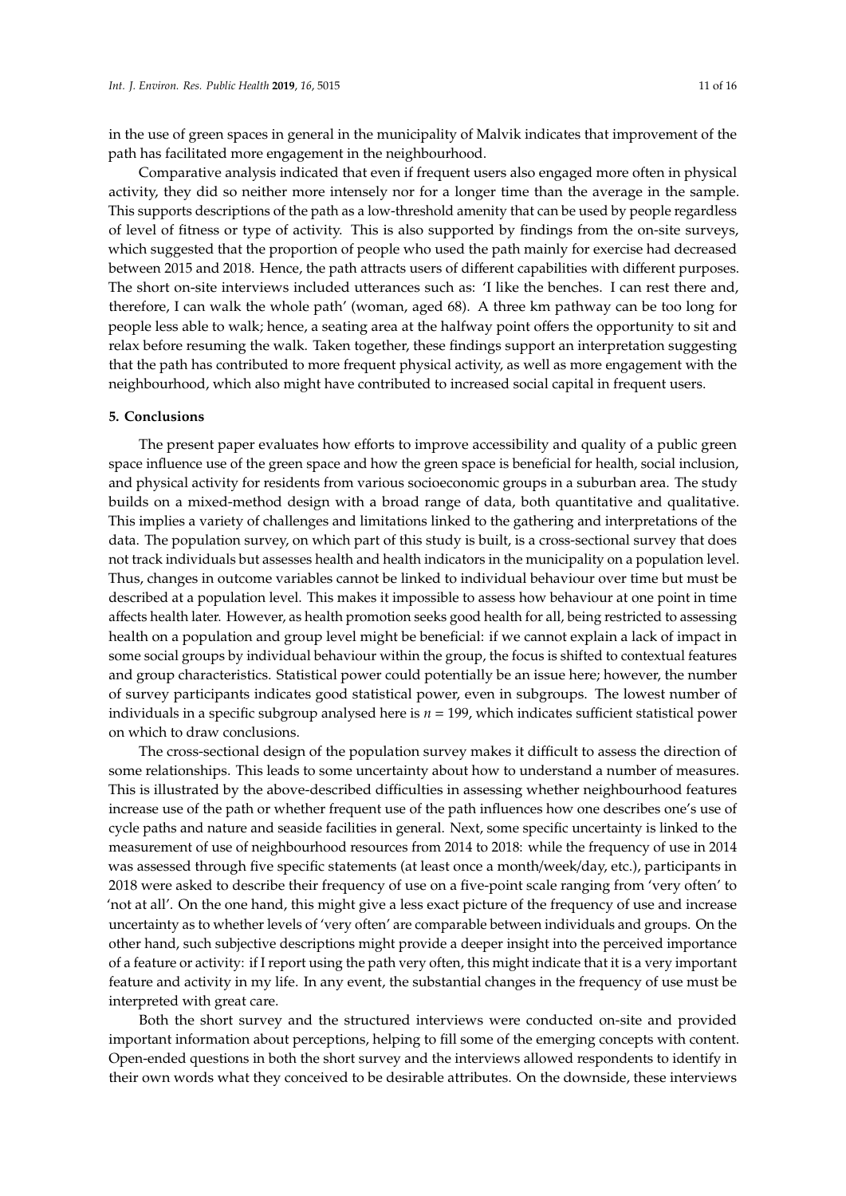in the use of green spaces in general in the municipality of Malvik indicates that improvement of the path has facilitated more engagement in the neighbourhood.

Comparative analysis indicated that even if frequent users also engaged more often in physical activity, they did so neither more intensely nor for a longer time than the average in the sample. This supports descriptions of the path as a low-threshold amenity that can be used by people regardless of level of fitness or type of activity. This is also supported by findings from the on-site surveys, which suggested that the proportion of people who used the path mainly for exercise had decreased between 2015 and 2018. Hence, the path attracts users of different capabilities with different purposes. The short on-site interviews included utterances such as: 'I like the benches. I can rest there and, therefore, I can walk the whole path' (woman, aged 68). A three km pathway can be too long for people less able to walk; hence, a seating area at the halfway point offers the opportunity to sit and relax before resuming the walk. Taken together, these findings support an interpretation suggesting that the path has contributed to more frequent physical activity, as well as more engagement with the neighbourhood, which also might have contributed to increased social capital in frequent users.

## 5. Conclusions

The present paper evaluates how efforts to improve accessibility and quality of a public green space influence use of the green space and how the green space is beneficial for health, social inclusion, and physical activity for residents from various socioeconomic groups in a suburban area. The study builds on a mixed-method design with a broad range of data, both quantitative and qualitative. This implies a variety of challenges and limitations linked to the gathering and interpretations of the data. The population survey, on which part of this study is built, is a cross-sectional survey that does not track individuals but assesses health and health indicators in the municipality on a population level. Thus, changes in outcome variables cannot be linked to individual behaviour over time but must be described at a population level. This makes it impossible to assess how behaviour at one point in time affects health later. However, as health promotion seeks good health for all, being restricted to assessing health on a population and group level might be beneficial: if we cannot explain a lack of impact in some social groups by individual behaviour within the group, the focus is shifted to contextual features and group characteristics. Statistical power could potentially be an issue here; however, the number of survey participants indicates good statistical power, even in subgroups. The lowest number of individuals in a specific subgroup analysed here is $n = 199$, which indicates sufficient statistical power on which to draw conclusions.

The cross-sectional design of the population survey makes it difficult to assess the direction of some relationships. This leads to some uncertainty about how to understand a number of measures. This is illustrated by the above-described difficulties in assessing whether neighbourhood features increase use of the path or whether frequent use of the path influences how one describes one's use of cycle paths and nature and seaside facilities in general. Next, some specific uncertainty is linked to the measurement of use of neighbourhood resources from 2014 to 2018: while the frequency of use in 2014 was assessed through five specific statements (at least once a month/week/day, etc.), participants in 2018 were asked to describe their frequency of use on a five-point scale ranging from 'very often' to 'not at all'. On the one hand, this might give a less exact picture of the frequency of use and increase uncertainty as to whether levels of 'very often' are comparable between individuals and groups. On the other hand, such subjective descriptions might provide a deeper insight into the perceived importance of a feature or activity: if I report using the path very often, this might indicate that it is a very important feature and activity in my life. In any event, the substantial changes in the frequency of use must be interpreted with great care.

Both the short survey and the structured interviews were conducted on-site and provided important information about perceptions, helping to fill some of the emerging concepts with content. Open-ended questions in both the short survey and the interviews allowed respondents to identify in their own words what they conceived to be desirable attributes. On the downside, these interviews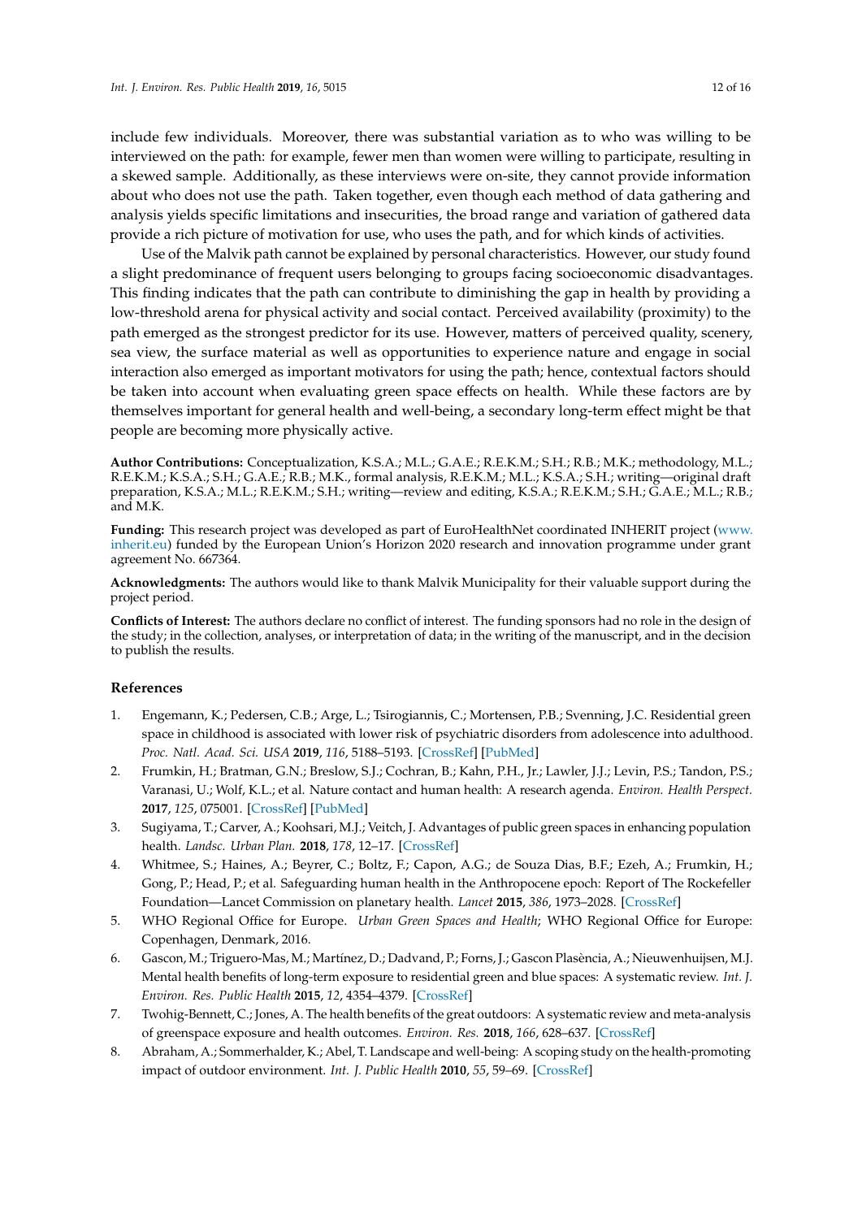include few individuals. Moreover, there was substantial variation as to who was willing to be interviewed on the path: for example, fewer men than women were willing to participate, resulting in a skewed sample. Additionally, as these interviews were on-site, they cannot provide information about who does not use the path. Taken together, even though each method of data gathering and analysis yields specific limitations and insecurities, the broad range and variation of gathered data provide a rich picture of motivation for use, who uses the path, and for which kinds of activities.

Use of the Malvik path cannot be explained by personal characteristics. However, our study found a slight predominance of frequent users belonging to groups facing socioeconomic disadvantages. This finding indicates that the path can contribute to diminishing the gap in health by providing a low-threshold arena for physical activity and social contact. Perceived availability (proximity) to the path emerged as the strongest predictor for its use. However, matters of perceived quality, scenery, sea view, the surface material as well as opportunities to experience nature and engage in social interaction also emerged as important motivators for using the path; hence, contextual factors should be taken into account when evaluating green space effects on health. While these factors are by themselves important for general health and well-being, a secondary long-term effect might be that people are becoming more physically active.

**Author Contributions:** Conceptualization, K.S.A.; M.L.; G.A.E.; R.E.K.M.; S.H.; R.B.; M.K.; methodology, M.L.; R.E.K.M.; K.S.A.; S.H.; G.A.E.; R.B.; M.K., formal analysis, R.E.K.M.; M.L.; K.S.A.; S.H.; writing—original draft preparation, K.S.A.; M.L.; R.E.K.M.; S.H.; writing—review and editing, K.S.A.; R.E.K.M.; S.H.; G.A.E.; M.L.; R.B.; and M.K.

**Funding:** This research project was developed as part of EuroHealthNet coordinated INHERIT project (www.inherit.eu) funded by the European Union's Horizon 2020 research and innovation programme under grant agreement No. 667364.

**Acknowledgments:** The authors would like to thank Malvik Municipality for their valuable support during the project period.

**Conflicts of Interest:** The authors declare no conflict of interest. The funding sponsors had no role in the design of the study; in the collection, analyses, or interpretation of data; in the writing of the manuscript, and in the decision to publish the results.

## References

1. Engemann, K.; Pedersen, C.B.; Arge, L.; Tsirogiannis, C.; Mortensen, P.B.; Svenning, J.C. Residential green space in childhood is associated with lower risk of psychiatric disorders from adolescence into adulthood. *Proc. Natl. Acad. Sci. USA* **2019**, *116*, 5188–5193. [CrossRef] [PubMed]
2. Frumkin, H.; Bratman, G.N.; Breslow, S.J.; Cochran, B.; Kahn, P.H., Jr.; Lawler, J.J.; Levin, P.S.; Tandon, P.S.; Varanasi, U.; Wolf, K.L.; et al. Nature contact and human health: A research agenda. *Environ. Health Perspect.* **2017**, *125*, 075001. [CrossRef] [PubMed]
3. Sugiyama, T.; Carver, A.; Koohsari, M.J.; Veitch, J. Advantages of public green spaces in enhancing population health. *Landsc. Urban Plan.* **2018**, *178*, 12–17. [CrossRef]
4. Whitmee, S.; Haines, A.; Beyrer, C.; Boltz, F.; Capon, A.G.; de Souza Dias, B.F.; Ezeh, A.; Frumkin, H.; Gong, P.; Head, P.; et al. Safeguarding human health in the Anthropocene epoch: Report of The Rockefeller Foundation—Lancet Commission on planetary health. *Lancet* **2015**, *386*, 1973–2028. [CrossRef]
5. WHO Regional Office for Europe. *Urban Green Spaces and Health*; WHO Regional Office for Europe: Copenhagen, Denmark, 2016.
6. Gascon, M.; Triguero-Mas, M.; Martínez, D.; Dadvand, P.; Forns, J.; Gascon Plasència, A.; Nieuwenhuijsen, M.J. Mental health benefits of long-term exposure to residential green and blue spaces: A systematic review. *Int. J. Environ. Res. Public Health* **2015**, *12*, 4354–4379. [CrossRef]
7. Twohig-Bennett, C.; Jones, A. The health benefits of the great outdoors: A systematic review and meta-analysis of greenspace exposure and health outcomes. *Environ. Res.* **2018**, *166*, 628–637. [CrossRef]
8. Abraham, A.; Sommerhalder, K.; Abel, T. Landscape and well-being: A scoping study on the health-promoting impact of outdoor environment. *Int. J. Public Health* **2010**, *55*, 59–69. [CrossRef]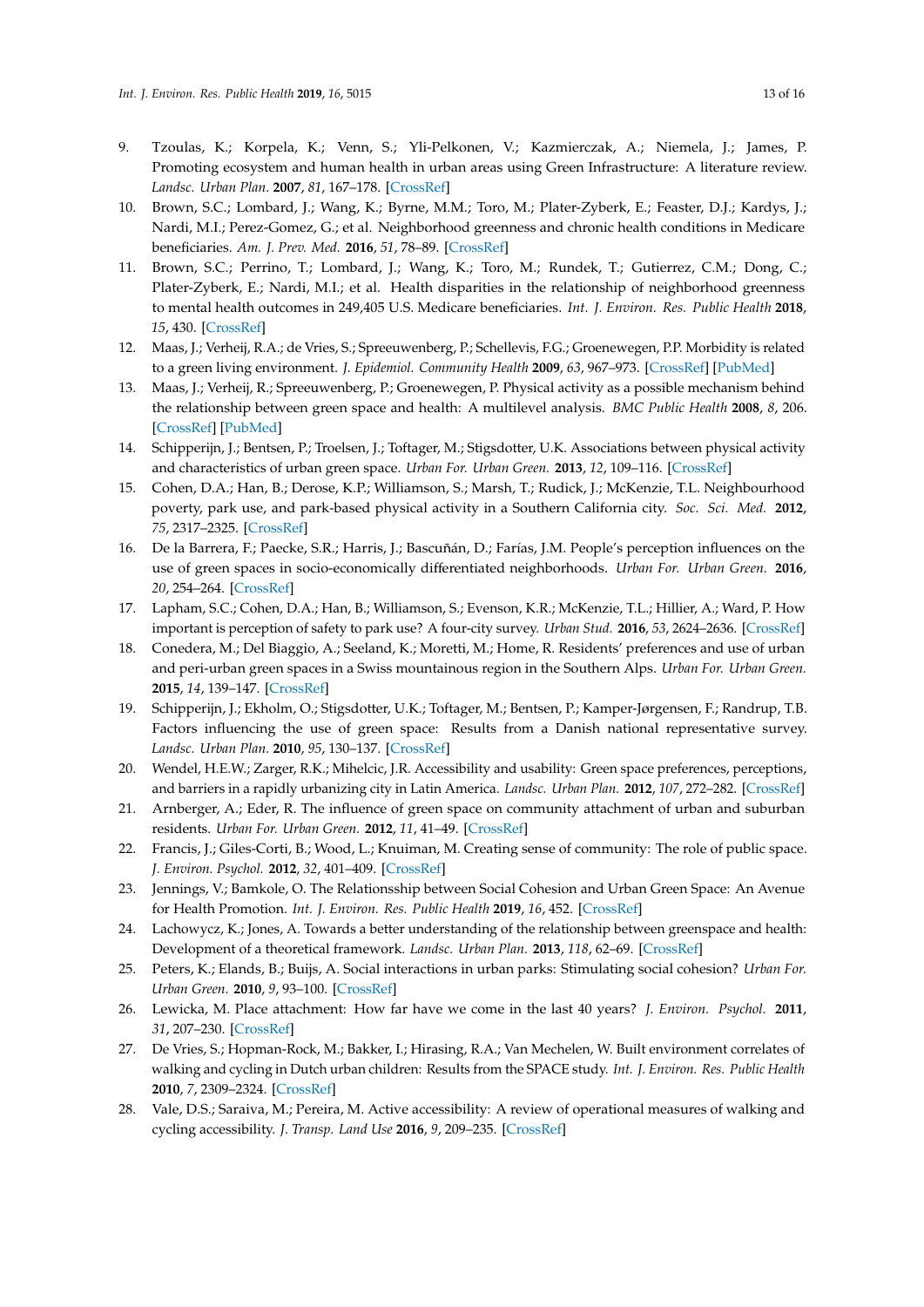9. Tzoulas, K.; Korpela, K.; Venn, S.; Yli-Pelkonen, V.; Kazmierczak, A.; Niemela, J.; James, P. Promoting ecosystem and human health in urban areas using Green Infrastructure: A literature review. *Landsc. Urban Plan.* **2007**, *81*, 167–178. [CrossRef]
10. Brown, S.C.; Lombard, J.; Wang, K.; Byrne, M.M.; Toro, M.; Plater-Zyberk, E.; Feaster, D.J.; Kardys, J.; Nardi, M.I.; Perez-Gomez, G.; et al. Neighborhood greenness and chronic health conditions in Medicare beneficiaries. *Am. J. Prev. Med.* **2016**, *51*, 78–89. [CrossRef]
11. Brown, S.C.; Perrino, T.; Lombard, J.; Wang, K.; Toro, M.; Rundek, T.; Gutierrez, C.M.; Dong, C.; Plater-Zyberk, E.; Nardi, M.I.; et al. Health disparities in the relationship of neighborhood greenness to mental health outcomes in 249,405 U.S. Medicare beneficiaries. *Int. J. Environ. Res. Public Health* **2018**, *15*, 430. [CrossRef]
12. Maas, J.; Verheij, R.A.; de Vries, S.; Spreeuwenberg, P.; Schellevis, F.G.; Groenewegen, P.P. Morbidity is related to a green living environment. *J. Epidemiol. Community Health* **2009**, *63*, 967–973. [CrossRef] [PubMed]
13. Maas, J.; Verheij, R.; Spreeuwenberg, P.; Groenewegen, P. Physical activity as a possible mechanism behind the relationship between green space and health: A multilevel analysis. *BMC Public Health* **2008**, *8*, 206. [CrossRef] [PubMed]
14. Schipperijn, J.; Bentsen, P.; Troelsen, J.; Toftager, M.; Stigsdotter, U.K. Associations between physical activity and characteristics of urban green space. *Urban For. Urban Green.* **2013**, *12*, 109–116. [CrossRef]
15. Cohen, D.A.; Han, B.; Derose, K.P.; Williamson, S.; Marsh, T.; Rudick, J.; McKenzie, T.L. Neighbourhood poverty, park use, and park-based physical activity in a Southern California city. *Soc. Sci. Med.* **2012**, *75*, 2317–2325. [CrossRef]
16. De la Barrera, F.; Paecke, S.R.; Harris, J.; Bascuñán, D.; Farías, J.M. People's perception influences on the use of green spaces in socio-economically differentiated neighborhoods. *Urban For. Urban Green.* **2016**, *20*, 254–264. [CrossRef]
17. Lapham, S.C.; Cohen, D.A.; Han, B.; Williamson, S.; Evenson, K.R.; McKenzie, T.L.; Hillier, A.; Ward, P. How important is perception of safety to park use? A four-city survey. *Urban Stud.* **2016**, *53*, 2624–2636. [CrossRef]
18. Conedera, M.; Del Biaggio, A.; Seeland, K.; Moretti, M.; Home, R. Residents' preferences and use of urban and peri-urban green spaces in a Swiss mountainous region in the Southern Alps. *Urban For. Urban Green.* **2015**, *14*, 139–147. [CrossRef]
19. Schipperijn, J.; Ekholm, O.; Stigsdotter, U.K.; Toftager, M.; Bentsen, P.; Kamper-Jørgensen, F.; Randrup, T.B. Factors influencing the use of green space: Results from a Danish national representative survey. *Landsc. Urban Plan.* **2010**, *95*, 130–137. [CrossRef]
20. Wendel, H.E.W.; Zarger, R.K.; Mihelcic, J.R. Accessibility and usability: Green space preferences, perceptions, and barriers in a rapidly urbanizing city in Latin America. *Landsc. Urban Plan.* **2012**, *107*, 272–282. [CrossRef]
21. Arnberger, A.; Eder, R. The influence of green space on community attachment of urban and suburban residents. *Urban For. Urban Green.* **2012**, *11*, 41–49. [CrossRef]
22. Francis, J.; Giles-Corti, B.; Wood, L.; Knuiman, M. Creating sense of community: The role of public space. *J. Environ. Psychol.* **2012**, *32*, 401–409. [CrossRef]
23. Jennings, V.; Bamkole, O. The Relationsship between Social Cohesion and Urban Green Space: An Avenue for Health Promotion. *Int. J. Environ. Res. Public Health* **2019**, *16*, 452. [CrossRef]
24. Lachowycz, K.; Jones, A. Towards a better understanding of the relationship between greenspace and health: Development of a theoretical framework. *Landsc. Urban Plan.* **2013**, *118*, 62–69. [CrossRef]
25. Peters, K.; Elands, B.; Buijs, A. Social interactions in urban parks: Stimulating social cohesion? *Urban For. Urban Green.* **2010**, *9*, 93–100. [CrossRef]
26. Lewicka, M. Place attachment: How far have we come in the last 40 years? *J. Environ. Psychol.* **2011**, *31*, 207–230. [CrossRef]
27. De Vries, S.; Hopman-Rock, M.; Bakker, I.; Hirasing, R.A.; Van Mechelen, W. Built environment correlates of walking and cycling in Dutch urban children: Results from the SPACE study. *Int. J. Environ. Res. Public Health* **2010**, *7*, 2309–2324. [CrossRef]
28. Vale, D.S.; Saraiva, M.; Pereira, M. Active accessibility: A review of operational measures of walking and cycling accessibility. *J. Transp. Land Use* **2016**, *9*, 209–235. [CrossRef]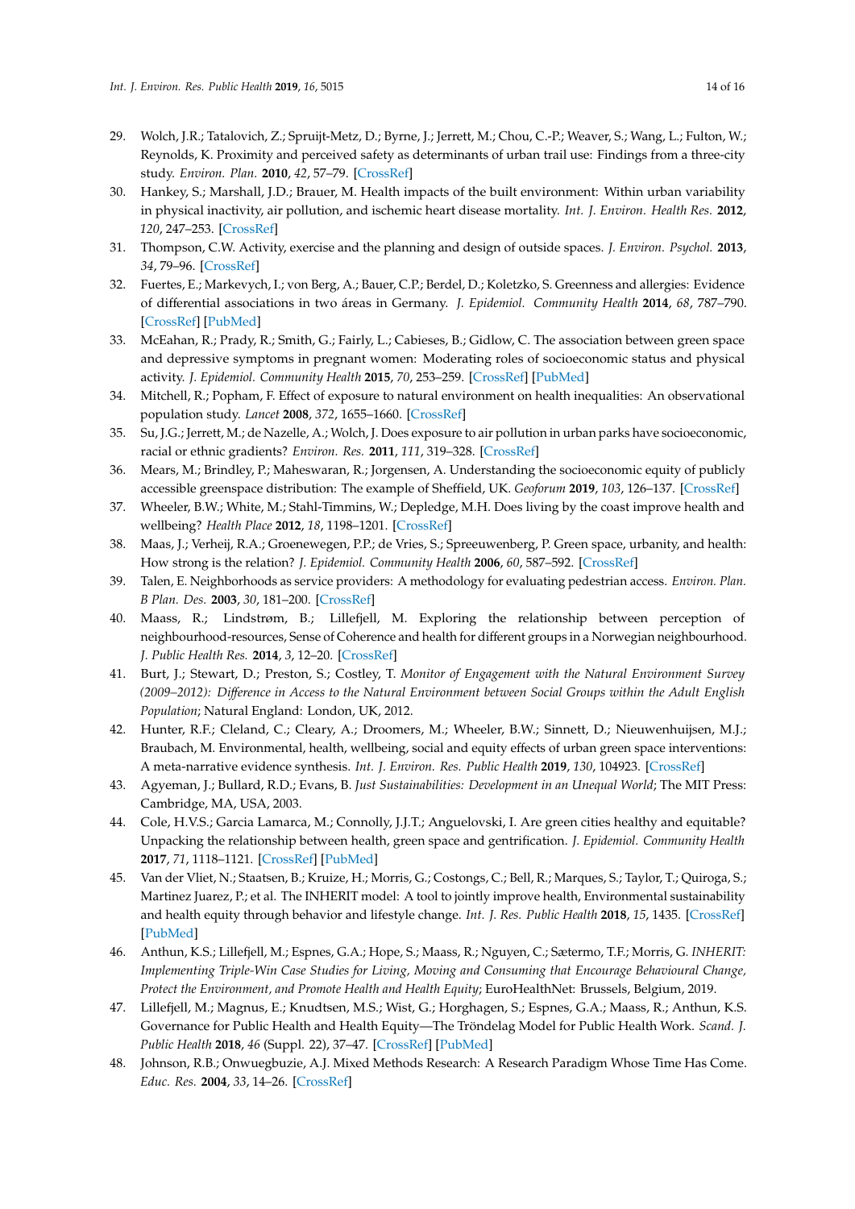29. Wolch, J.R.; Tatalovich, Z.; Spruijt-Metz, D.; Byrne, J.; Jerrett, M.; Chou, C.-P.; Weaver, S.; Wang, L.; Fulton, W.; Reynolds, K. Proximity and perceived safety as determinants of urban trail use: Findings from a three-city study. *Environ. Plan.* **2010**, *42*, 57–79. [CrossRef]
30. Hankey, S.; Marshall, J.D.; Brauer, M. Health impacts of the built environment: Within urban variability in physical inactivity, air pollution, and ischemic heart disease mortality. *Int. J. Environ. Health Res.* **2012**, *120*, 247–253. [CrossRef]
31. Thompson, C.W. Activity, exercise and the planning and design of outside spaces. *J. Environ. Psychol.* **2013**, *34*, 79–96. [CrossRef]
32. Fuertes, E.; Markevych, I.; von Berg, A.; Bauer, C.P.; Berdel, D.; Koletzko, S. Greenness and allergies: Evidence of differential associations in two áreas in Germany. *J. Epidemiol. Community Health* **2014**, *68*, 787–790. [CrossRef] [PubMed]
33. McEahan, R.; Prady, R.; Smith, G.; Fairly, L.; Cabieses, B.; Gidlow, C. The association between green space and depressive symptoms in pregnant women: Moderating roles of socioeconomic status and physical activity. *J. Epidemiol. Community Health* **2015**, *70*, 253–259. [CrossRef] [PubMed]
34. Mitchell, R.; Popham, F. Effect of exposure to natural environment on health inequalities: An observational population study. *Lancet* **2008**, *372*, 1655–1660. [CrossRef]
35. Su, J.G.; Jerrett, M.; de Nazelle, A.; Wolch, J. Does exposure to air pollution in urban parks have socioeconomic, racial or ethnic gradients? *Environ. Res.* **2011**, *111*, 319–328. [CrossRef]
36. Mears, M.; Brindley, P.; Maheswaran, R.; Jorgensen, A. Understanding the socioeconomic equity of publicly accessible greenspace distribution: The example of Sheffield, UK. *Geoforum* **2019**, *103*, 126–137. [CrossRef]
37. Wheeler, B.W.; White, M.; Stahl-Timmins, W.; Depledge, M.H. Does living by the coast improve health and wellbeing? *Health Place* **2012**, *18*, 1198–1201. [CrossRef]
38. Maas, J.; Verheij, R.A.; Groenewegen, P.P.; de Vries, S.; Spreeuwenberg, P. Green space, urbanity, and health: How strong is the relation? *J. Epidemiol. Community Health* **2006**, *60*, 587–592. [CrossRef]
39. Talen, E. Neighborhoods as service providers: A methodology for evaluating pedestrian access. *Environ. Plan. B Plan. Des.* **2003**, *30*, 181–200. [CrossRef]
40. Maass, R.; Lindstrøm, B.; Lillefjell, M. Exploring the relationship between perception of neighbourhood-resources, Sense of Coherence and health for different groups in a Norwegian neighbourhood. *J. Public Health Res.* **2014**, *3*, 12–20. [CrossRef]
41. Burt, J.; Stewart, D.; Preston, S.; Costley, T. *Monitor of Engagement with the Natural Environment Survey (2009–2012): Difference in Access to the Natural Environment between Social Groups within the Adult English Population*; Natural England: London, UK, 2012.
42. Hunter, R.F.; Cleland, C.; Cleary, A.; Droomers, M.; Wheeler, B.W.; Sinnett, D.; Nieuwenhuijsen, M.J.; Braubach, M. Environmental, health, wellbeing, social and equity effects of urban green space interventions: A meta-narrative evidence synthesis. *Int. J. Environ. Res. Public Health* **2019**, *130*, 104923. [CrossRef]
43. Agyeman, J.; Bullard, R.D.; Evans, B. *Just Sustainabilities: Development in an Unequal World*; The MIT Press: Cambridge, MA, USA, 2003.
44. Cole, H.V.S.; Garcia Lamarca, M.; Connolly, J.J.T.; Anguelovski, I. Are green cities healthy and equitable? Unpacking the relationship between health, green space and gentrification. *J. Epidemiol. Community Health* **2017**, *71*, 1118–1121. [CrossRef] [PubMed]
45. Van der Vliet, N.; Staatsen, B.; Kruize, H.; Morris, G.; Costongs, C.; Bell, R.; Marques, S.; Taylor, T.; Quiroga, S.; Martinez Juarez, P.; et al. The INHERIT model: A tool to jointly improve health, Environmental sustainability and health equity through behavior and lifestyle change. *Int. J. Res. Public Health* **2018**, *15*, 1435. [CrossRef] [PubMed]
46. Anthun, K.S.; Lillefjell, M.; Espnes, G.A.; Hope, S.; Maass, R.; Nguyen, C.; Sætermo, T.F.; Morris, G. *INHERIT: Implementing Triple-Win Case Studies for Living, Moving and Consuming that Encourage Behavioural Change, Protect the Environment, and Promote Health and Health Equity*; EuroHealthNet: Brussels, Belgium, 2019.
47. Lillefjell, M.; Magnus, E.; Knudtsen, M.S.; Wist, G.; Horghagen, S.; Espnes, G.A.; Maass, R.; Anthun, K.S. Governance for Public Health and Health Equity—The Tröndelag Model for Public Health Work. *Scand. J. Public Health* **2018**, *46* (Suppl. 22), 37–47. [CrossRef] [PubMed]
48. Johnson, R.B.; Onwuegbuzie, A.J. Mixed Methods Research: A Research Paradigm Whose Time Has Come. *Educ. Res.* **2004**, *33*, 14–26. [CrossRef]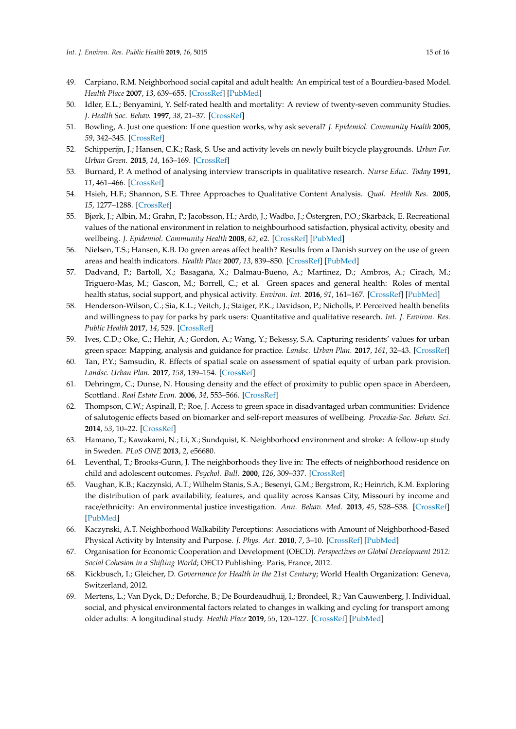49. Carpiano, R.M. Neighborhood social capital and adult health: An empirical test of a Bourdieu-based Model. *Health Place* **2007**, *13*, 639–655. [CrossRef] [PubMed]
50. Idler, E.L.; Benyamini, Y. Self-rated health and mortality: A review of twenty-seven community Studies. *J. Health Soc. Behav.* **1997**, *38*, 21–37. [CrossRef]
51. Bowling, A. Just one question: If one question works, why ask several? *J. Epidemiol. Community Health* **2005**, *59*, 342–345. [CrossRef]
52. Schipperijn, J.; Hansen, C.K.; Rask, S. Use and activity levels on newly built bicycle playgrounds. *Urban For. Urban Green.* **2015**, *14*, 163–169. [CrossRef]
53. Burnard, P. A method of analysing interview transcripts in qualitative research. *Nurse Educ. Today* **1991**, *11*, 461–466. [CrossRef]
54. Hsieh, H.F.; Shannon, S.E. Three Approaches to Qualitative Content Analysis. *Qual. Health Res.* **2005**, *15*, 1277–1288. [CrossRef]
55. Bjørk, J.; Albin, M.; Grahn, P.; Jacobsson, H.; Ardö, J.; Wadbo, J.; Östergren, P.O.; Skärbäck, E. Recreational values of the national environment in relation to neighbourhood satisfaction, physical activity, obesity and wellbeing. *J. Epidemiol. Community Health* **2008**, *62*, e2. [CrossRef] [PubMed]
56. Nielsen, T.S.; Hansen, K.B. Do green areas affect health? Results from a Danish survey on the use of green areas and health indicators. *Health Place* **2007**, *13*, 839–850. [CrossRef] [PubMed]
57. Dadvand, P.; Bartoll, X.; Basagaña, X.; Dalmau-Bueno, A.; Martinez, D.; Ambros, A.; Cirach, M.; Triguero-Mas, M.; Gascon, M.; Borrell, C.; et al. Green spaces and general health: Roles of mental health status, social support, and physical activity. *Environ. Int.* **2016**, *91*, 161–167. [CrossRef] [PubMed]
58. Henderson-Wilson, C.; Sia, K.L.; Veitch, J.; Staiger, P.K.; Davidson, P.; Nicholls, P. Perceived health benefits and willingness to pay for parks by park users: Quantitative and qualitative research. *Int. J. Environ. Res. Public Health* **2017**, *14*, 529. [CrossRef]
59. Ives, C.D.; Oke, C.; Hehir, A.; Gordon, A.; Wang, Y.; Bekessy, S.A. Capturing residents' values for urban green space: Mapping, analysis and guidance for practice. *Landsc. Urban Plan.* **2017**, *161*, 32–43. [CrossRef]
60. Tan, P.Y.; Samsudin, R. Effects of spatial scale on assessment of spatial equity of urban park provision. *Landsc. Urban Plan.* **2017**, *158*, 139–154. [CrossRef]
61. Dehringm, C.; Dunse, N. Housing density and the effect of proximity to public open space in Aberdeen, Scotland. *Real Estate Econ.* **2006**, *34*, 553–566. [CrossRef]
62. Thompson, C.W.; Aspinall, P.; Roe, J. Access to green space in disadvantaged urban communities: Evidence of salutogenic effects based on biomarker and self-report measures of wellbeing. *Procedia-Soc. Behav. Sci.* **2014**, *53*, 10–22. [CrossRef]
63. Hamano, T.; Kawakami, N.; Li, X.; Sundquist, K. Neighborhood environment and stroke: A follow-up study in Sweden. *PLoS ONE* **2013**, *2*, e56680.
64. Leventhal, T.; Brooks-Gunn, J. The neighborhoods they live in: The effects of neighborhood residence on child and adolescent outcomes. *Psychol. Bull.* **2000**, *126*, 309–337. [CrossRef]
65. Vaughan, K.B.; Kaczynski, A.T.; Wilhelm Stanis, S.A.; Besenyi, G.M.; Bergstrom, R.; Heinrich, K.M. Exploring the distribution of park availability, features, and quality across Kansas City, Missouri by income and race/ethnicity: An environmental justice investigation. *Ann. Behav. Med.* **2013**, *45*, S28–S38. [CrossRef] [PubMed]
66. Kaczynski, A.T. Neighborhood Walkability Perceptions: Associations with Amount of Neighborhood-Based Physical Activity by Intensity and Purpose. *J. Phys. Act.* **2010**, *7*, 3–10. [CrossRef] [PubMed]
67. Organisation for Economic Cooperation and Development (OECD). *Perspectives on Global Development 2012: Social Cohesion in a Shifting World*; OECD Publishing: Paris, France, 2012.
68. Kickbusch, I.; Gleicher, D. *Governance for Health in the 21st Century*; World Health Organization: Geneva, Switzerland, 2012.
69. Mertens, L.; Van Dyck, D.; Deforche, B.; De Bourdeaudhuij, I.; Brondeel, R.; Van Cauwenberg, J. Individual, social, and physical environmental factors related to changes in walking and cycling for transport among older adults: A longitudinal study. *Health Place* **2019**, *55*, 120–127. [CrossRef] [PubMed]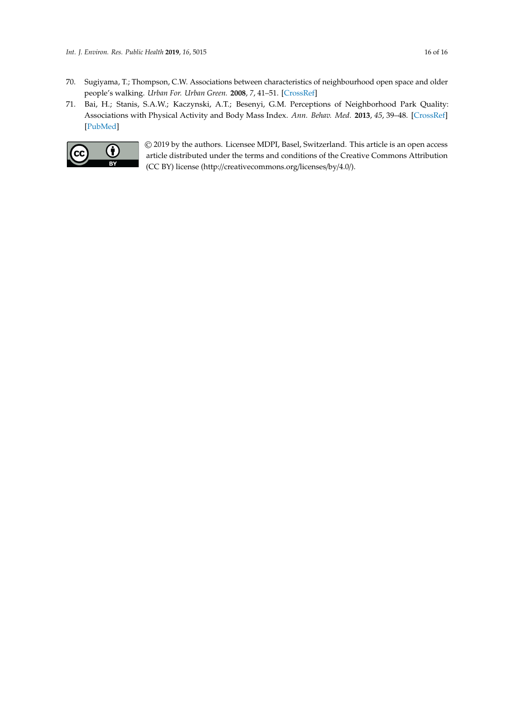70. Sugiyama, T.; Thompson, C.W. Associations between characteristics of neighbourhood open space and older people's walking. *Urban For. Urban Green.* **2008**, *7*, 41–51. [CrossRef]
71. Bai, H.; Stanis, S.A.W.; Kaczynski, A.T.; Besenyi, G.M. Perceptions of Neighborhood Park Quality: Associations with Physical Activity and Body Mass Index. *Ann. Behav. Med.* **2013**, *45*, 39–48. [CrossRef] [PubMed]

© 2019 by the authors. Licensee MDPI, Basel, Switzerland. This article is an open access article distributed under the terms and conditions of the Creative Commons Attribution (CC BY) license (http://creativecommons.org/licenses/by/4.0/).